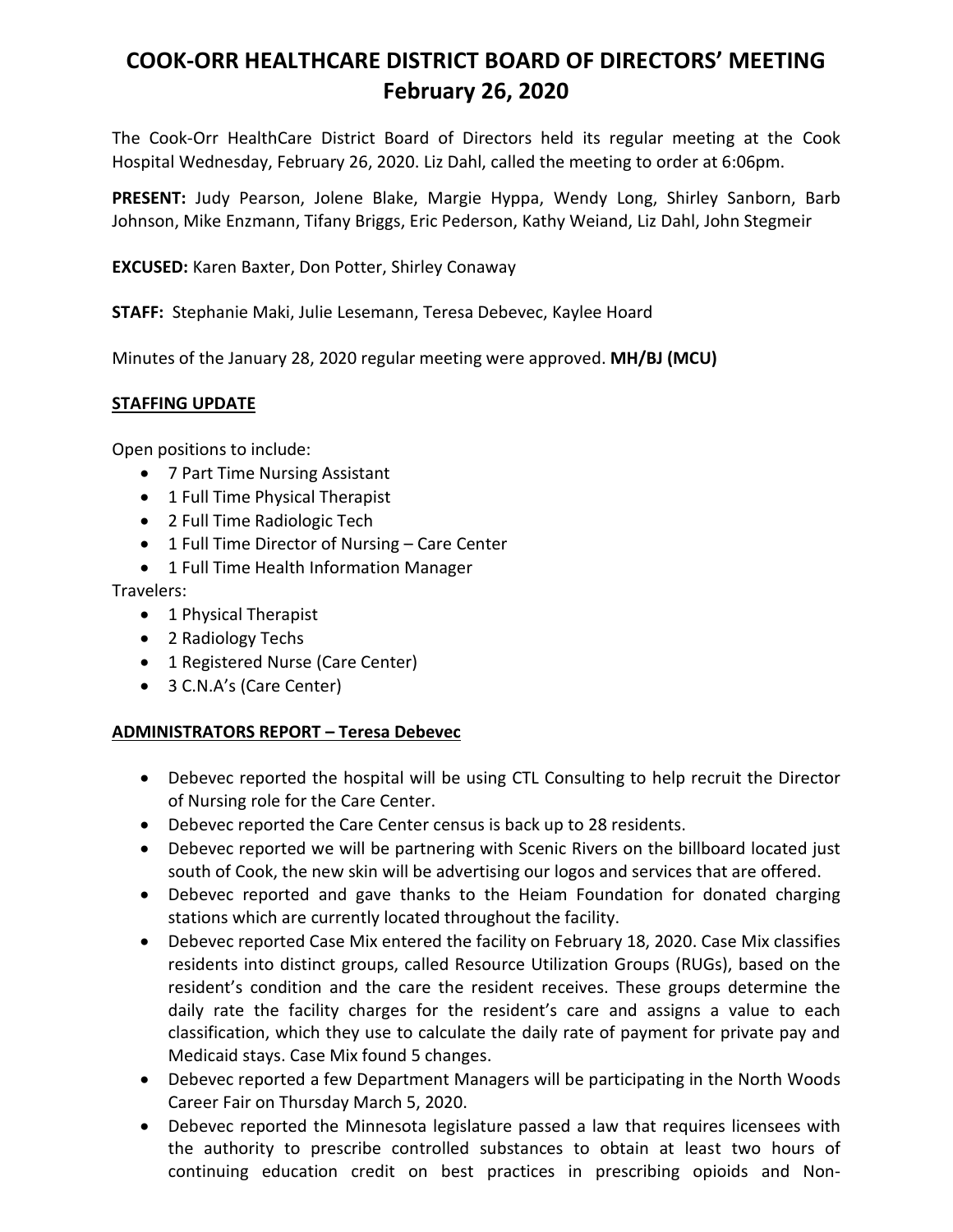# COOK-ORR HEALTHCARE DISTRICT BOARD OF DIRECTORS' MEETING
## February 26, 2020

The Cook-Orr HealthCare District Board of Directors held its regular meeting at the Cook Hospital Wednesday, February 26, 2020. Liz Dahl, called the meeting to order at 6:06pm.

**PRESENT:** Judy Pearson, Jolene Blake, Margie Hyppa, Wendy Long, Shirley Sanborn, Barb Johnson, Mike Enzmann, Tifany Briggs, Eric Pederson, Kathy Weiand, Liz Dahl, John Stegmeir

**EXCUSED:** Karen Baxter, Don Potter, Shirley Conaway

**STAFF:** Stephanie Maki, Julie Lesemann, Teresa Debevec, Kaylee Hoard

Minutes of the January 28, 2020 regular meeting were approved. **MH/BJ (MCU)**

**STAFFING UPDATE**

Open positions to include:

- 7 Part Time Nursing Assistant
- 1 Full Time Physical Therapist
- 2 Full Time Radiologic Tech
- 1 Full Time Director of Nursing – Care Center
- 1 Full Time Health Information Manager

Travelers:

- 1 Physical Therapist
- 2 Radiology Techs
- 1 Registered Nurse (Care Center)
- 3 C.N.A's (Care Center)

**ADMINISTRATORS REPORT – Teresa Debevec**

- Debevec reported the hospital will be using CTL Consulting to help recruit the Director of Nursing role for the Care Center.
- Debevec reported the Care Center census is back up to 28 residents.
- Debevec reported we will be partnering with Scenic Rivers on the billboard located just south of Cook, the new skin will be advertising our logos and services that are offered.
- Debevec reported and gave thanks to the Heiam Foundation for donated charging stations which are currently located throughout the facility.
- Debevec reported Case Mix entered the facility on February 18, 2020. Case Mix classifies residents into distinct groups, called Resource Utilization Groups (RUGs), based on the resident's condition and the care the resident receives. These groups determine the daily rate the facility charges for the resident's care and assigns a value to each classification, which they use to calculate the daily rate of payment for private pay and Medicaid stays. Case Mix found 5 changes.
- Debevec reported a few Department Managers will be participating in the North Woods Career Fair on Thursday March 5, 2020.
- Debevec reported the Minnesota legislature passed a law that requires licensees with the authority to prescribe controlled substances to obtain at least two hours of continuing education credit on best practices in prescribing opioids and Non-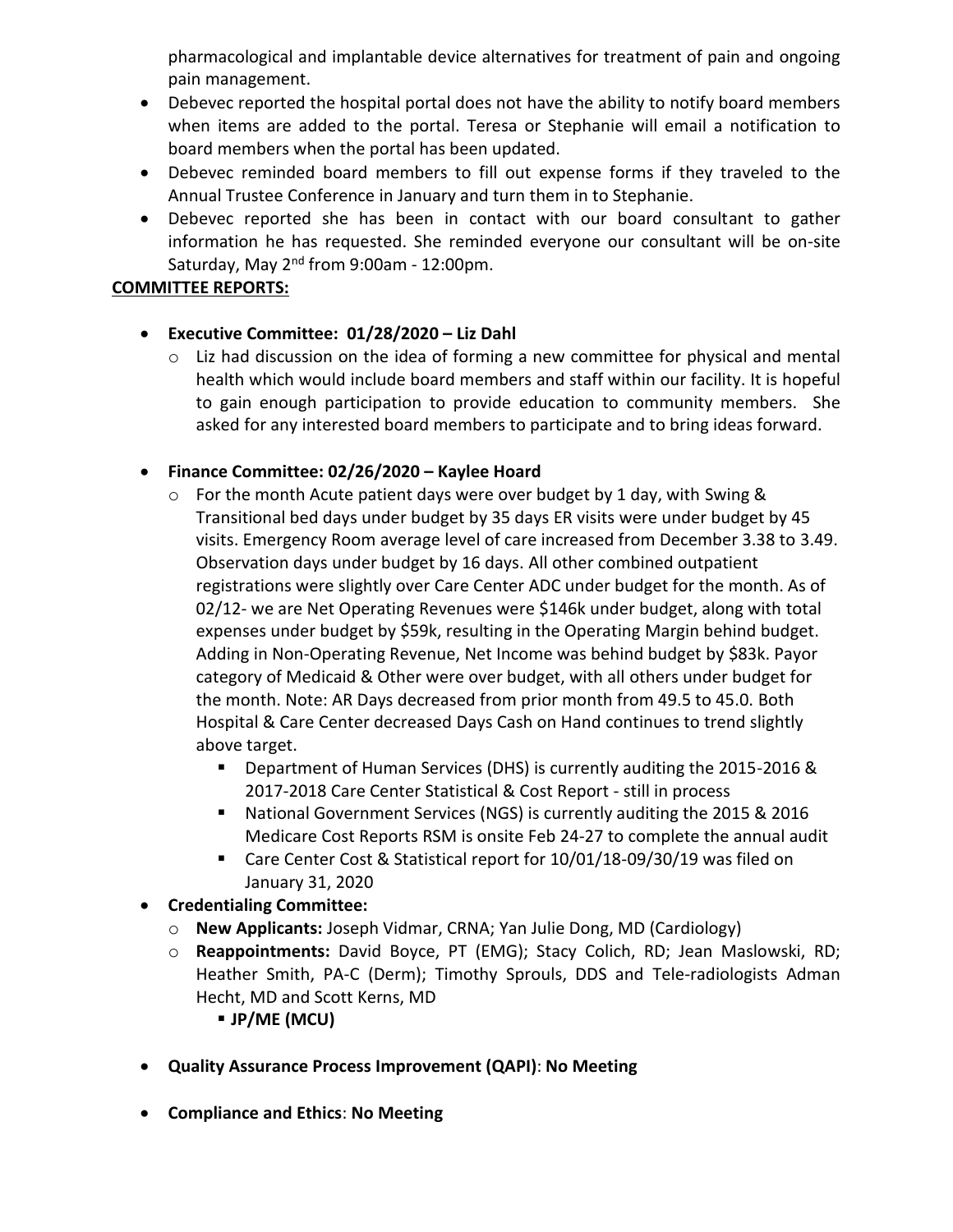pharmacological and implantable device alternatives for treatment of pain and ongoing pain management.

- Debevec reported the hospital portal does not have the ability to notify board members when items are added to the portal. Teresa or Stephanie will email a notification to board members when the portal has been updated.
- Debevec reminded board members to fill out expense forms if they traveled to the Annual Trustee Conference in January and turn them in to Stephanie.
- Debevec reported she has been in contact with our board consultant to gather information he has requested. She reminded everyone our consultant will be on-site Saturday, May 2nd from 9:00am - 12:00pm.

**COMMITTEE REPORTS:**

- **Executive Committee: 01/28/2020 – Liz Dahl**
  - Liz had discussion on the idea of forming a new committee for physical and mental health which would include board members and staff within our facility. It is hopeful to gain enough participation to provide education to community members. She asked for any interested board members to participate and to bring ideas forward.

- **Finance Committee: 02/26/2020 – Kaylee Hoard**
  - For the month Acute patient days were over budget by 1 day, with Swing & Transitional bed days under budget by 35 days ER visits were under budget by 45 visits. Emergency Room average level of care increased from December 3.38 to 3.49. Observation days under budget by 16 days. All other combined outpatient registrations were slightly over Care Center ADC under budget for the month. As of 02/12- we are Net Operating Revenues were $146k under budget, along with total expenses under budget by $59k, resulting in the Operating Margin behind budget. Adding in Non-Operating Revenue, Net Income was behind budget by $83k. Payor category of Medicaid & Other were over budget, with all others under budget for the month. Note: AR Days decreased from prior month from 49.5 to 45.0. Both Hospital & Care Center decreased Days Cash on Hand continues to trend slightly above target.
    - Department of Human Services (DHS) is currently auditing the 2015-2016 & 2017-2018 Care Center Statistical & Cost Report - still in process
    - National Government Services (NGS) is currently auditing the 2015 & 2016 Medicare Cost Reports RSM is onsite Feb 24-27 to complete the annual audit
    - Care Center Cost & Statistical report for 10/01/18-09/30/19 was filed on January 31, 2020
- **Credentialing Committee:**
  - **New Applicants:** Joseph Vidmar, CRNA; Yan Julie Dong, MD (Cardiology)
  - **Reappointments:** David Boyce, PT (EMG); Stacy Colich, RD; Jean Maslowski, RD; Heather Smith, PA-C (Derm); Timothy Sprouls, DDS and Tele-radiologists Adman Hecht, MD and Scott Kerns, MD
    - **JP/ME (MCU)**

- **Quality Assurance Process Improvement (QAPI)**: **No Meeting**

- **Compliance and Ethics**: **No Meeting**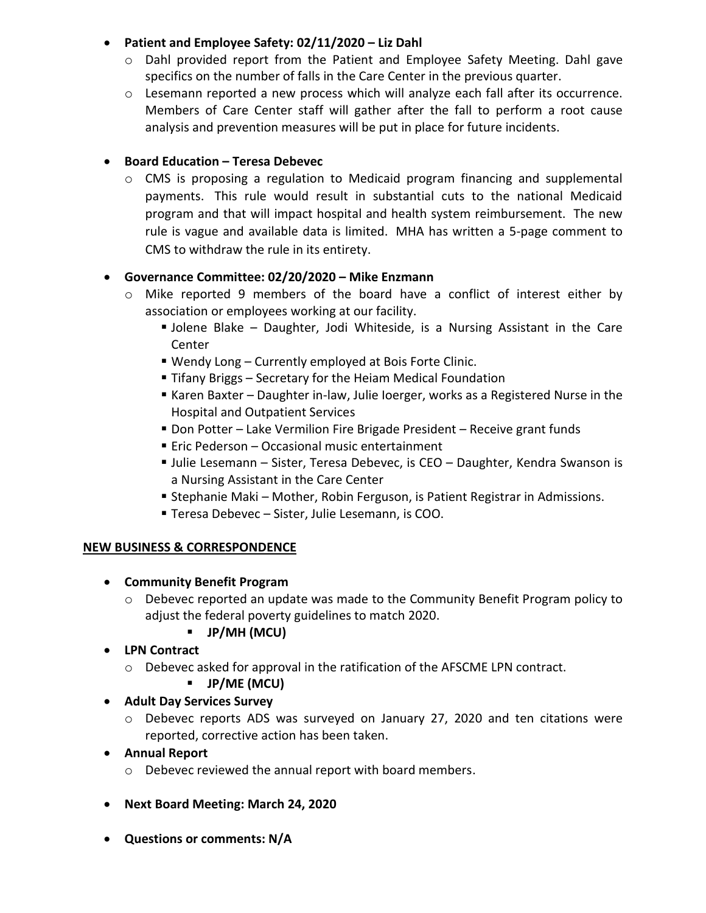- **Patient and Employee Safety: 02/11/2020 – Liz Dahl**
  - Dahl provided report from the Patient and Employee Safety Meeting. Dahl gave specifics on the number of falls in the Care Center in the previous quarter.
  - Lesemann reported a new process which will analyze each fall after its occurrence. Members of Care Center staff will gather after the fall to perform a root cause analysis and prevention measures will be put in place for future incidents.

- **Board Education – Teresa Debevec**
  - CMS is proposing a regulation to Medicaid program financing and supplemental payments. This rule would result in substantial cuts to the national Medicaid program and that will impact hospital and health system reimbursement. The new rule is vague and available data is limited. MHA has written a 5-page comment to CMS to withdraw the rule in its entirety.

- **Governance Committee: 02/20/2020 – Mike Enzmann**
  - Mike reported 9 members of the board have a conflict of interest either by association or employees working at our facility.
    - Jolene Blake – Daughter, Jodi Whiteside, is a Nursing Assistant in the Care Center
    - Wendy Long – Currently employed at Bois Forte Clinic.
    - Tifany Briggs – Secretary for the Heiam Medical Foundation
    - Karen Baxter – Daughter in-law, Julie Ioerger, works as a Registered Nurse in the Hospital and Outpatient Services
    - Don Potter – Lake Vermilion Fire Brigade President – Receive grant funds
    - Eric Pederson – Occasional music entertainment
    - Julie Lesemann – Sister, Teresa Debevec, is CEO – Daughter, Kendra Swanson is a Nursing Assistant in the Care Center
    - Stephanie Maki – Mother, Robin Ferguson, is Patient Registrar in Admissions.
    - Teresa Debevec – Sister, Julie Lesemann, is COO.

**NEW BUSINESS & CORRESPONDENCE**

- **Community Benefit Program**
  - Debevec reported an update was made to the Community Benefit Program policy to adjust the federal poverty guidelines to match 2020.
    - **JP/MH (MCU)**
- **LPN Contract**
  - Debevec asked for approval in the ratification of the AFSCME LPN contract.
    - **JP/ME (MCU)**
- **Adult Day Services Survey**
  - Debevec reports ADS was surveyed on January 27, 2020 and ten citations were reported, corrective action has been taken.
- **Annual Report**
  - Debevec reviewed the annual report with board members.

- **Next Board Meeting: March 24, 2020**

- **Questions or comments: N/A**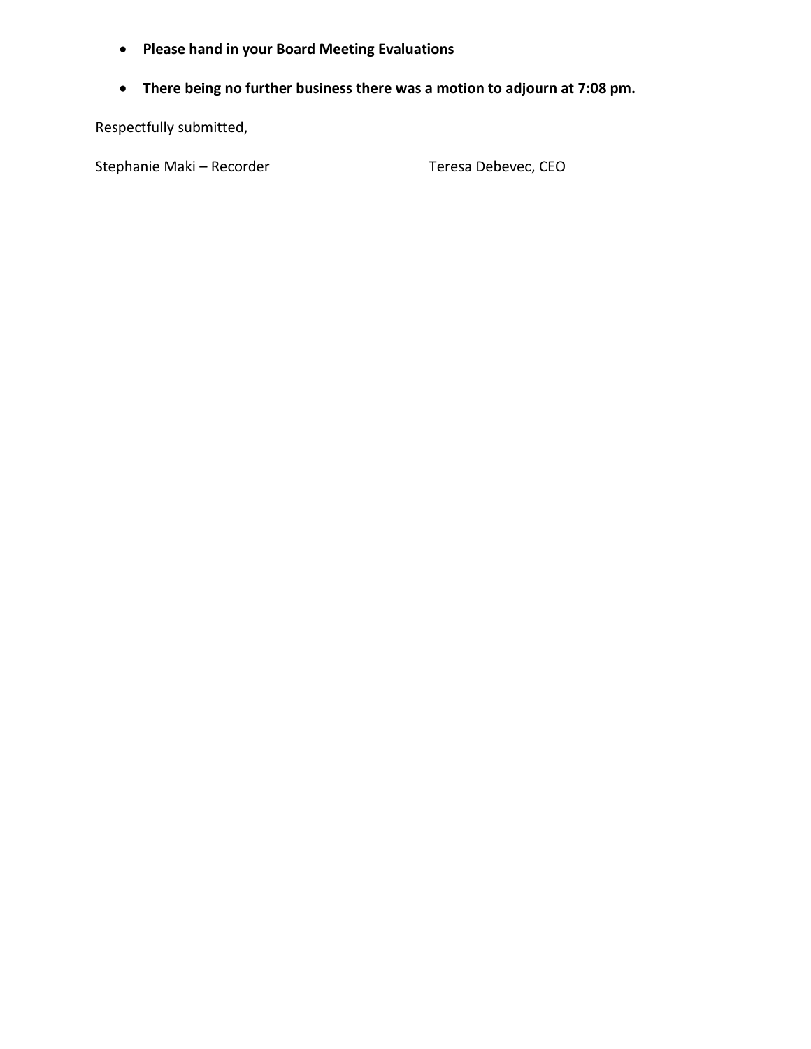- **Please hand in your Board Meeting Evaluations**

- **There being no further business there was a motion to adjourn at 7:08 pm.**

Respectfully submitted,

Stephanie Maki – Recorder Teresa Debevec, CEO